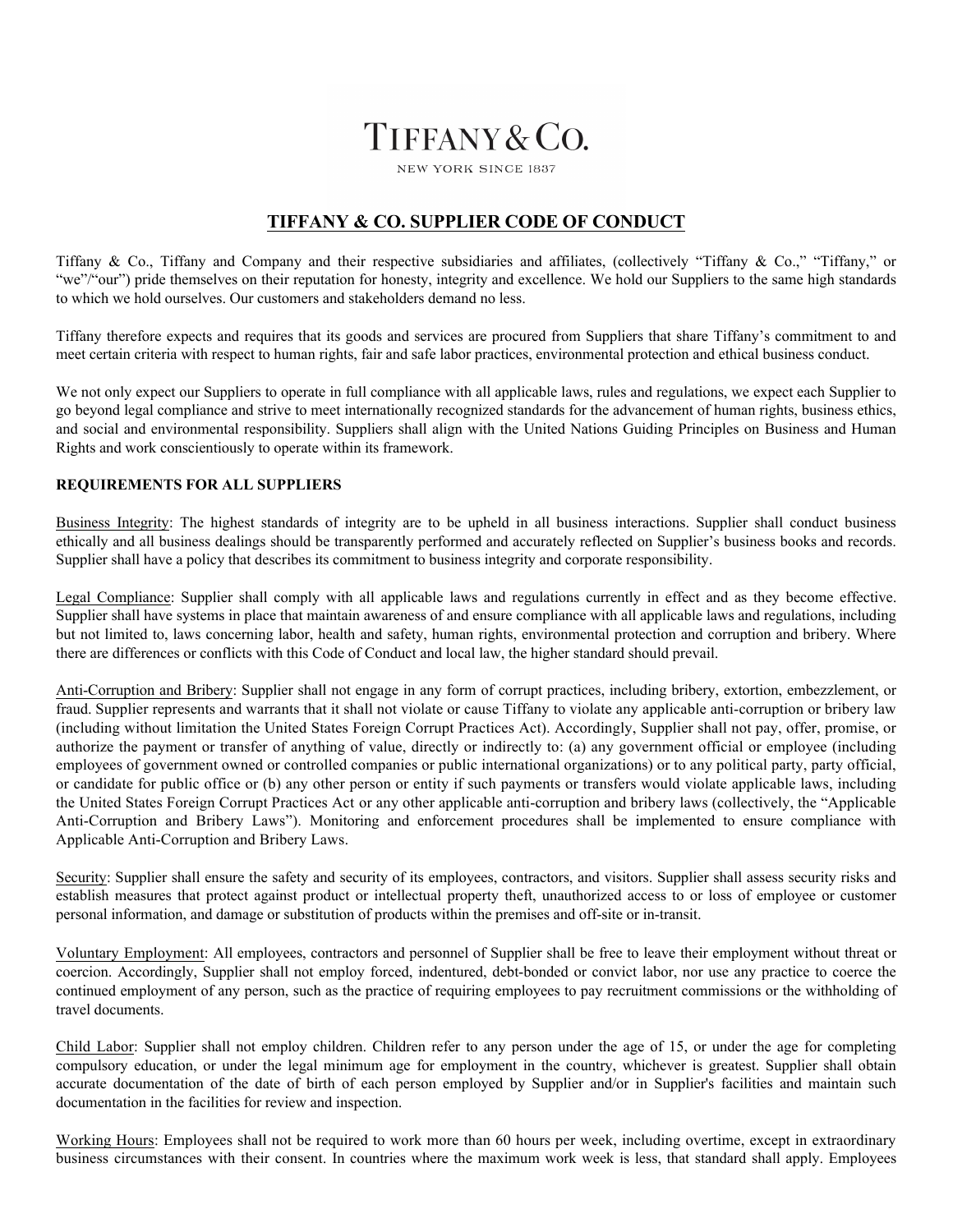TIFFANY & CO.

NEW YORK SINCE 1837

# TIFFANY & CO. SUPPLIER CODE OF CONDUCT

Tiffany & Co., Tiffany and Company and their respective subsidiaries and affiliates, (collectively "Tiffany & Co.," "Tiffany," or "we"/"our") pride themselves on their reputation for honesty, integrity and excellence. We hold our Suppliers to the same high standards to which we hold ourselves. Our customers and stakeholders demand no less.

Tiffany therefore expects and requires that its goods and services are procured from Suppliers that share Tiffany's commitment to and meet certain criteria with respect to human rights, fair and safe labor practices, environmental protection and ethical business conduct.

We not only expect our Suppliers to operate in full compliance with all applicable laws, rules and regulations, we expect each Supplier to go beyond legal compliance and strive to meet internationally recognized standards for the advancement of human rights, business ethics, and social and environmental responsibility. Suppliers shall align with the United Nations Guiding Principles on Business and Human Rights and work conscientiously to operate within its framework.

## REQUIREMENTS FOR ALL SUPPLIERS

Business Integrity: The highest standards of integrity are to be upheld in all business interactions. Supplier shall conduct business ethically and all business dealings should be transparently performed and accurately reflected on Supplier's business books and records. Supplier shall have a policy that describes its commitment to business integrity and corporate responsibility.

Legal Compliance: Supplier shall comply with all applicable laws and regulations currently in effect and as they become effective. Supplier shall have systems in place that maintain awareness of and ensure compliance with all applicable laws and regulations, including but not limited to, laws concerning labor, health and safety, human rights, environmental protection and corruption and bribery. Where there are differences or conflicts with this Code of Conduct and local law, the higher standard should prevail.

Anti-Corruption and Bribery: Supplier shall not engage in any form of corrupt practices, including bribery, extortion, embezzlement, or fraud. Supplier represents and warrants that it shall not violate or cause Tiffany to violate any applicable anti-corruption or bribery law (including without limitation the United States Foreign Corrupt Practices Act). Accordingly, Supplier shall not pay, offer, promise, or authorize the payment or transfer of anything of value, directly or indirectly to: (a) any government official or employee (including employees of government owned or controlled companies or public international organizations) or to any political party, party official, or candidate for public office or (b) any other person or entity if such payments or transfers would violate applicable laws, including the United States Foreign Corrupt Practices Act or any other applicable anti-corruption and bribery laws (collectively, the "Applicable Anti-Corruption and Bribery Laws"). Monitoring and enforcement procedures shall be implemented to ensure compliance with Applicable Anti-Corruption and Bribery Laws.

Security: Supplier shall ensure the safety and security of its employees, contractors, and visitors. Supplier shall assess security risks and establish measures that protect against product or intellectual property theft, unauthorized access to or loss of employee or customer personal information, and damage or substitution of products within the premises and off-site or in-transit.

Voluntary Employment: All employees, contractors and personnel of Supplier shall be free to leave their employment without threat or coercion. Accordingly, Supplier shall not employ forced, indentured, debt-bonded or convict labor, nor use any practice to coerce the continued employment of any person, such as the practice of requiring employees to pay recruitment commissions or the withholding of travel documents.

Child Labor: Supplier shall not employ children. Children refer to any person under the age of 15, or under the age for completing compulsory education, or under the legal minimum age for employment in the country, whichever is greatest. Supplier shall obtain accurate documentation of the date of birth of each person employed by Supplier and/or in Supplier's facilities and maintain such documentation in the facilities for review and inspection.

Working Hours: Employees shall not be required to work more than 60 hours per week, including overtime, except in extraordinary business circumstances with their consent. In countries where the maximum work week is less, that standard shall apply. Employees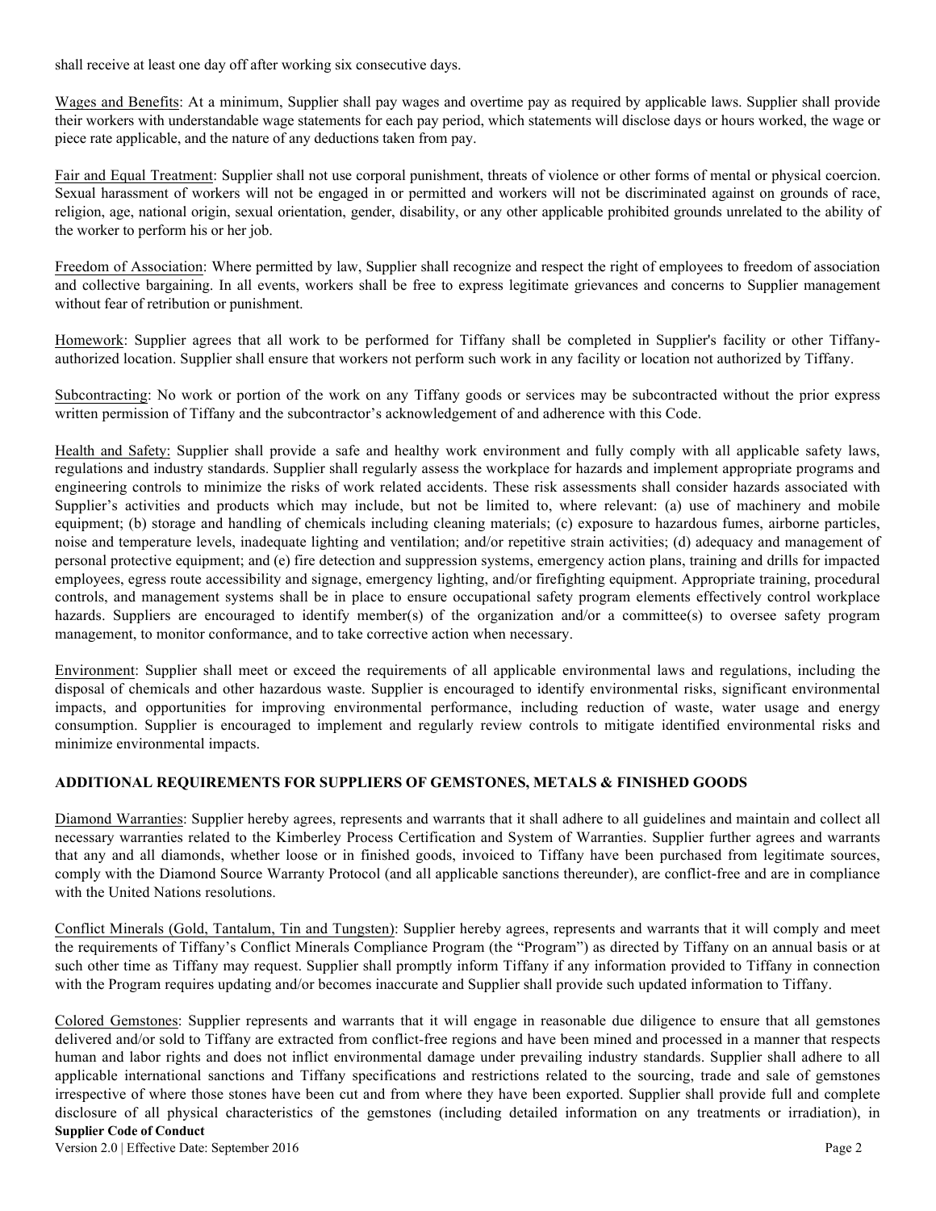shall receive at least one day off after working six consecutive days.

Wages and Benefits: At a minimum, Supplier shall pay wages and overtime pay as required by applicable laws. Supplier shall provide their workers with understandable wage statements for each pay period, which statements will disclose days or hours worked, the wage or piece rate applicable, and the nature of any deductions taken from pay.

Fair and Equal Treatment: Supplier shall not use corporal punishment, threats of violence or other forms of mental or physical coercion. Sexual harassment of workers will not be engaged in or permitted and workers will not be discriminated against on grounds of race, religion, age, national origin, sexual orientation, gender, disability, or any other applicable prohibited grounds unrelated to the ability of the worker to perform his or her job.

Freedom of Association: Where permitted by law, Supplier shall recognize and respect the right of employees to freedom of association and collective bargaining. In all events, workers shall be free to express legitimate grievances and concerns to Supplier management without fear of retribution or punishment.

Homework: Supplier agrees that all work to be performed for Tiffany shall be completed in Supplier's facility or other Tiffany-authorized location. Supplier shall ensure that workers not perform such work in any facility or location not authorized by Tiffany.

Subcontracting: No work or portion of the work on any Tiffany goods or services may be subcontracted without the prior express written permission of Tiffany and the subcontractor's acknowledgement of and adherence with this Code.

Health and Safety: Supplier shall provide a safe and healthy work environment and fully comply with all applicable safety laws, regulations and industry standards. Supplier shall regularly assess the workplace for hazards and implement appropriate programs and engineering controls to minimize the risks of work related accidents. These risk assessments shall consider hazards associated with Supplier's activities and products which may include, but not be limited to, where relevant: (a) use of machinery and mobile equipment; (b) storage and handling of chemicals including cleaning materials; (c) exposure to hazardous fumes, airborne particles, noise and temperature levels, inadequate lighting and ventilation; and/or repetitive strain activities; (d) adequacy and management of personal protective equipment; and (e) fire detection and suppression systems, emergency action plans, training and drills for impacted employees, egress route accessibility and signage, emergency lighting, and/or firefighting equipment. Appropriate training, procedural controls, and management systems shall be in place to ensure occupational safety program elements effectively control workplace hazards. Suppliers are encouraged to identify member(s) of the organization and/or a committee(s) to oversee safety program management, to monitor conformance, and to take corrective action when necessary.

Environment: Supplier shall meet or exceed the requirements of all applicable environmental laws and regulations, including the disposal of chemicals and other hazardous waste. Supplier is encouraged to identify environmental risks, significant environmental impacts, and opportunities for improving environmental performance, including reduction of waste, water usage and energy consumption. Supplier is encouraged to implement and regularly review controls to mitigate identified environmental risks and minimize environmental impacts.

## ADDITIONAL REQUIREMENTS FOR SUPPLIERS OF GEMSTONES, METALS & FINISHED GOODS

Diamond Warranties: Supplier hereby agrees, represents and warrants that it shall adhere to all guidelines and maintain and collect all necessary warranties related to the Kimberley Process Certification and System of Warranties. Supplier further agrees and warrants that any and all diamonds, whether loose or in finished goods, invoiced to Tiffany have been purchased from legitimate sources, comply with the Diamond Source Warranty Protocol (and all applicable sanctions thereunder), are conflict-free and are in compliance with the United Nations resolutions.

Conflict Minerals (Gold, Tantalum, Tin and Tungsten): Supplier hereby agrees, represents and warrants that it will comply and meet the requirements of Tiffany's Conflict Minerals Compliance Program (the "Program") as directed by Tiffany on an annual basis or at such other time as Tiffany may request. Supplier shall promptly inform Tiffany if any information provided to Tiffany in connection with the Program requires updating and/or becomes inaccurate and Supplier shall provide such updated information to Tiffany.

Colored Gemstones: Supplier represents and warrants that it will engage in reasonable due diligence to ensure that all gemstones delivered and/or sold to Tiffany are extracted from conflict-free regions and have been mined and processed in a manner that respects human and labor rights and does not inflict environmental damage under prevailing industry standards. Supplier shall adhere to all applicable international sanctions and Tiffany specifications and restrictions related to the sourcing, trade and sale of gemstones irrespective of where those stones have been cut and from where they have been exported. Supplier shall provide full and complete disclosure of all physical characteristics of the gemstones (including detailed information on any treatments or irradiation), in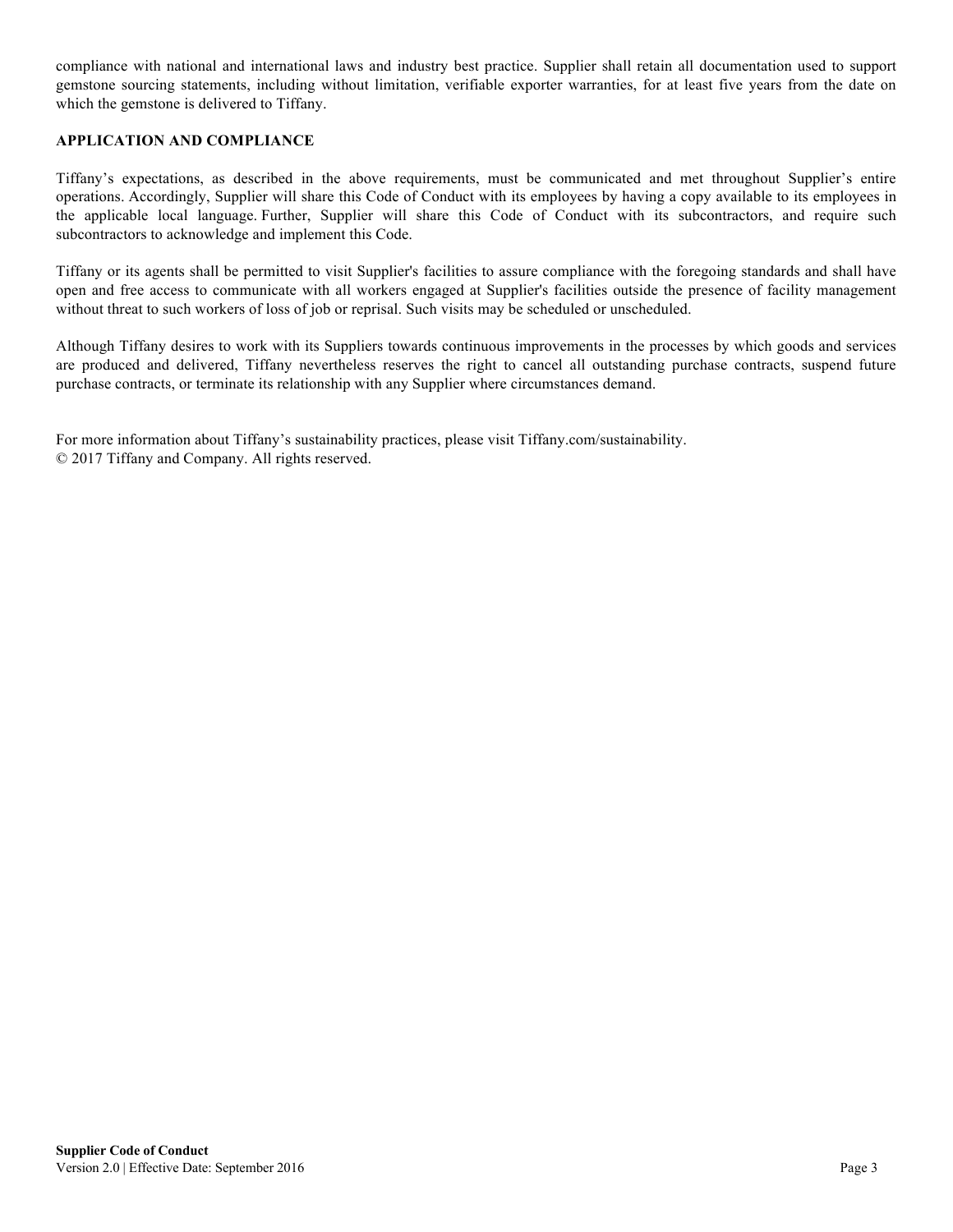compliance with national and international laws and industry best practice. Supplier shall retain all documentation used to support gemstone sourcing statements, including without limitation, verifiable exporter warranties, for at least five years from the date on which the gemstone is delivered to Tiffany.

**APPLICATION AND COMPLIANCE**

Tiffany's expectations, as described in the above requirements, must be communicated and met throughout Supplier's entire operations. Accordingly, Supplier will share this Code of Conduct with its employees by having a copy available to its employees in the applicable local language. Further, Supplier will share this Code of Conduct with its subcontractors, and require such subcontractors to acknowledge and implement this Code.

Tiffany or its agents shall be permitted to visit Supplier's facilities to assure compliance with the foregoing standards and shall have open and free access to communicate with all workers engaged at Supplier's facilities outside the presence of facility management without threat to such workers of loss of job or reprisal. Such visits may be scheduled or unscheduled.

Although Tiffany desires to work with its Suppliers towards continuous improvements in the processes by which goods and services are produced and delivered, Tiffany nevertheless reserves the right to cancel all outstanding purchase contracts, suspend future purchase contracts, or terminate its relationship with any Supplier where circumstances demand.

For more information about Tiffany's sustainability practices, please visit Tiffany.com/sustainability.
© 2017 Tiffany and Company. All rights reserved.